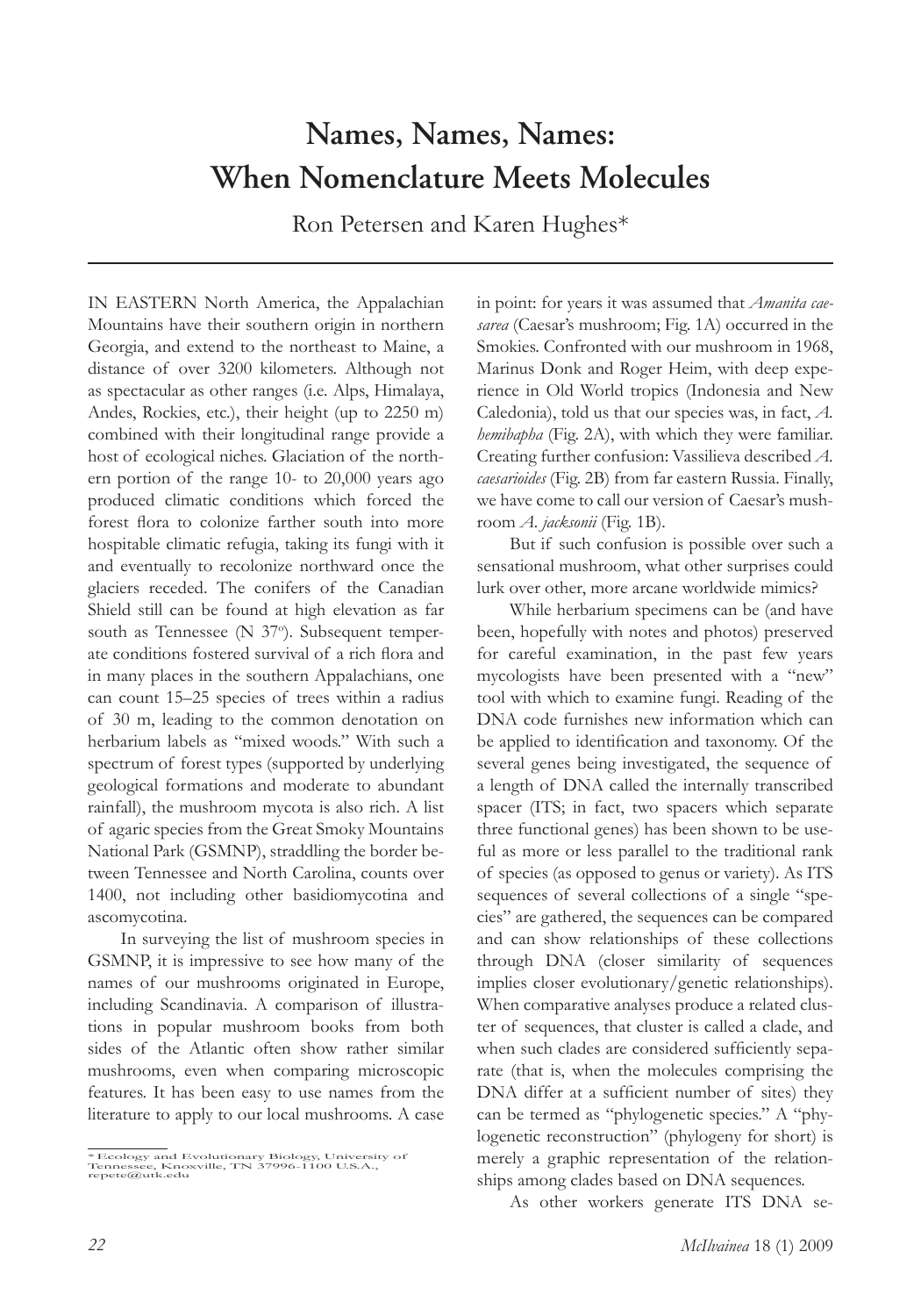# Names, Names, Names: When Nomenclature Meets Molecules

Ron Petersen and Karen Hughes*

IN EASTERN North America, the Appalachian Mountains have their southern origin in northern Georgia, and extend to the northeast to Maine, a distance of over 3200 kilometers. Although not as spectacular as other ranges (i.e. Alps, Himalaya, Andes, Rockies, etc.), their height (up to 2250 m) combined with their longitudinal range provide a host of ecological niches. Glaciation of the northern portion of the range 10- to 20,000 years ago produced climatic conditions which forced the forest flora to colonize farther south into more hospitable climatic refugia, taking its fungi with it and eventually to recolonize northward once the glaciers receded. The conifers of the Canadian Shield still can be found at high elevation as far south as Tennessee (N 37°). Subsequent temperate conditions fostered survival of a rich flora and in many places in the southern Appalachians, one can count 15–25 species of trees within a radius of 30 m, leading to the common denotation on herbarium labels as "mixed woods." With such a spectrum of forest types (supported by underlying geological formations and moderate to abundant rainfall), the mushroom mycota is also rich. A list of agaric species from the Great Smoky Mountains National Park (GSMNP), straddling the border between Tennessee and North Carolina, counts over 1400, not including other basidiomycotina and ascomycotina.

In surveying the list of mushroom species in GSMNP, it is impressive to see how many of the names of our mushrooms originated in Europe, including Scandinavia. A comparison of illustrations in popular mushroom books from both sides of the Atlantic often show rather similar mushrooms, even when comparing microscopic features. It has been easy to use names from the literature to apply to our local mushrooms. A case in point: for years it was assumed that *Amanita caesarea* (Caesar's mushroom; Fig. 1A) occurred in the Smokies. Confronted with our mushroom in 1968, Marinus Donk and Roger Heim, with deep experience in Old World tropics (Indonesia and New Caledonia), told us that our species was, in fact, *A. hemibapha* (Fig. 2A), with which they were familiar. Creating further confusion: Vassilieva described *A. caesarioides* (Fig. 2B) from far eastern Russia. Finally, we have come to call our version of Caesar's mushroom *A. jacksonii* (Fig. 1B).

But if such confusion is possible over such a sensational mushroom, what other surprises could lurk over other, more arcane worldwide mimics?

While herbarium specimens can be (and have been, hopefully with notes and photos) preserved for careful examination, in the past few years mycologists have been presented with a "new" tool with which to examine fungi. Reading of the DNA code furnishes new information which can be applied to identification and taxonomy. Of the several genes being investigated, the sequence of a length of DNA called the internally transcribed spacer (ITS; in fact, two spacers which separate three functional genes) has been shown to be useful as more or less parallel to the traditional rank of species (as opposed to genus or variety). As ITS sequences of several collections of a single "species" are gathered, the sequences can be compared and can show relationships of these collections through DNA (closer similarity of sequences implies closer evolutionary/genetic relationships). When comparative analyses produce a related cluster of sequences, that cluster is called a clade, and when such clades are considered sufficiently separate (that is, when the molecules comprising the DNA differ at a sufficient number of sites) they can be termed as "phylogenetic species." A "phylogenetic reconstruction" (phylogeny for short) is merely a graphic representation of the relationships among clades based on DNA sequences.

As other workers generate ITS DNA se-

* Ecology and Evolutionary Biology, University of Tennessee, Knoxville, TN 37996-1100 U.S.A., repete@utk.edu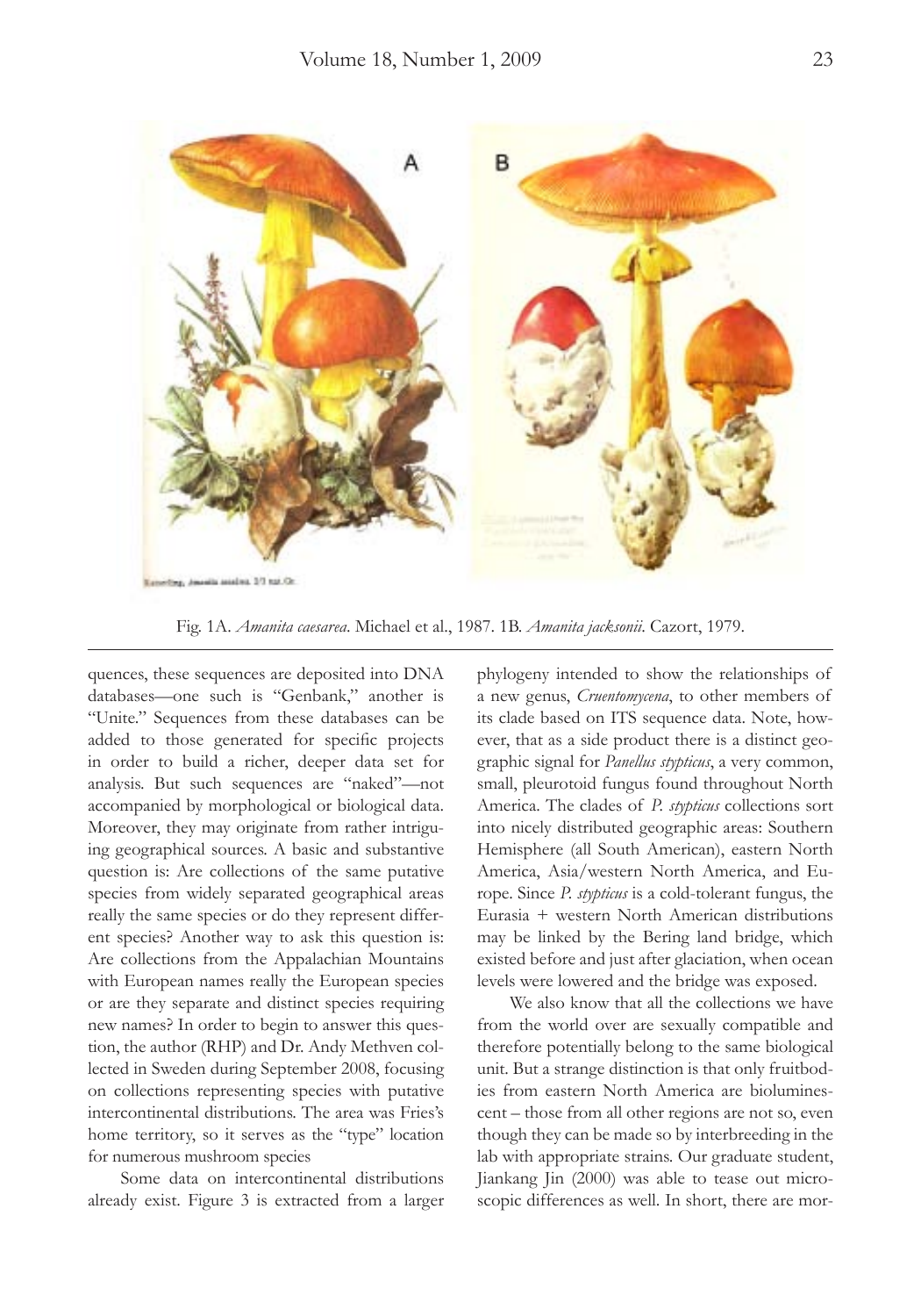Fig. 1A. *Amanita caesarea*. Michael et al., 1987. 1B. *Amanita jacksonii*. Cazort, 1979.

quences, these sequences are deposited into DNA databases—one such is "Genbank," another is "Unite." Sequences from these databases can be added to those generated for specific projects in order to build a richer, deeper data set for analysis. But such sequences are "naked"—not accompanied by morphological or biological data. Moreover, they may originate from rather intriguing geographical sources. A basic and substantive question is: Are collections of the same putative species from widely separated geographical areas really the same species or do they represent different species? Another way to ask this question is: Are collections from the Appalachian Mountains with European names really the European species or are they separate and distinct species requiring new names? In order to begin to answer this question, the author (RHP) and Dr. Andy Methven collected in Sweden during September 2008, focusing on collections representing species with putative intercontinental distributions. The area was Fries's home territory, so it serves as the "type" location for numerous mushroom species

Some data on intercontinental distributions already exist. Figure 3 is extracted from a larger phylogeny intended to show the relationships of a new genus, *Cruentomycena*, to other members of its clade based on ITS sequence data. Note, however, that as a side product there is a distinct geographic signal for *Panellus stypticus*, a very common, small, pleurotoid fungus found throughout North America. The clades of *P. stypticus* collections sort into nicely distributed geographic areas: Southern Hemisphere (all South American), eastern North America, Asia/western North America, and Europe. Since *P. stypticus* is a cold-tolerant fungus, the Eurasia + western North American distributions may be linked by the Bering land bridge, which existed before and just after glaciation, when ocean levels were lowered and the bridge was exposed.

We also know that all the collections we have from the world over are sexually compatible and therefore potentially belong to the same biological unit. But a strange distinction is that only fruitbodies from eastern North America are bioluminescent – those from all other regions are not so, even though they can be made so by interbreeding in the lab with appropriate strains. Our graduate student, Jiankang Jin (2000) was able to tease out microscopic differences as well. In short, there are mor-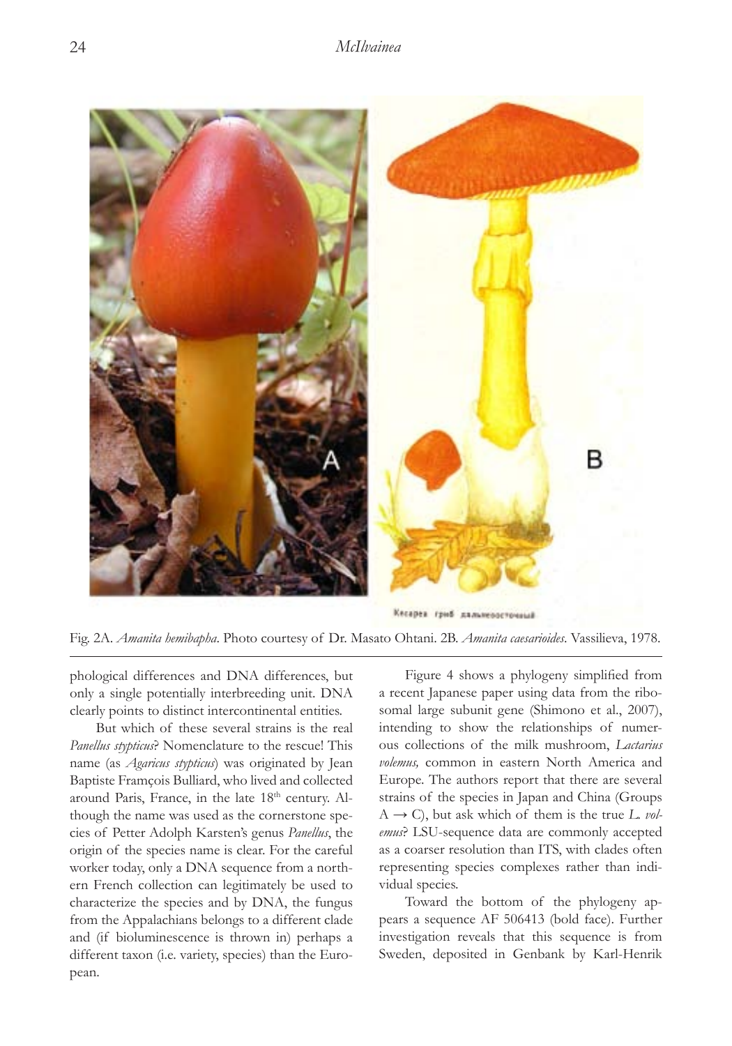Fig. 2A. *Amanita hemibapha*. Photo courtesy of Dr. Masato Ohtani. 2B. *Amanita caesarioides*. Vassilieva, 1978.

phological differences and DNA differences, but only a single potentially interbreeding unit. DNA clearly points to distinct intercontinental entities.

But which of these several strains is the real *Panellus stypticus*? Nomenclature to the rescue! This name (as *Agaricus stypticus*) was originated by Jean Baptiste Framçois Bulliard, who lived and collected around Paris, France, in the late 18th century. Although the name was used as the cornerstone species of Petter Adolph Karsten's genus *Panellus*, the origin of the species name is clear. For the careful worker today, only a DNA sequence from a northern French collection can legitimately be used to characterize the species and by DNA, the fungus from the Appalachians belongs to a different clade and (if bioluminescence is thrown in) perhaps a different taxon (i.e. variety, species) than the European.

Figure 4 shows a phylogeny simplified from a recent Japanese paper using data from the ribosomal large subunit gene (Shimono et al., 2007), intending to show the relationships of numerous collections of the milk mushroom, *Lactarius volemus,* common in eastern North America and Europe. The authors report that there are several strains of the species in Japan and China (Groups A → C), but ask which of them is the true *L. volemus*? LSU-sequence data are commonly accepted as a coarser resolution than ITS, with clades often representing species complexes rather than individual species.

Toward the bottom of the phylogeny appears a sequence AF 506413 (bold face). Further investigation reveals that this sequence is from Sweden, deposited in Genbank by Karl-Henrik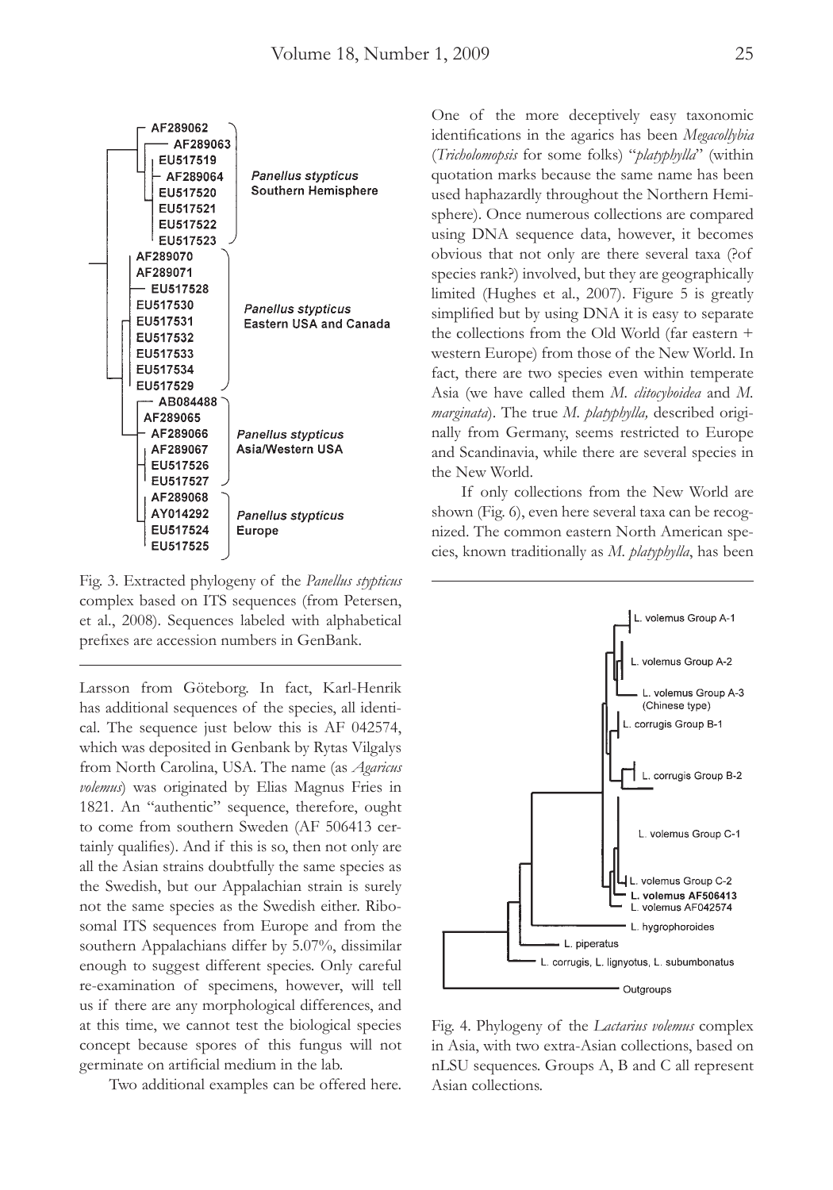Fig. 3. Extracted phylogeny of the *Panellus stypticus* complex based on ITS sequences (from Petersen, et al., 2008). Sequences labeled with alphabetical prefixes are accession numbers in GenBank.

Larsson from Göteborg. In fact, Karl-Henrik has additional sequences of the species, all identical. The sequence just below this is AF 042574, which was deposited in Genbank by Rytas Vilgalys from North Carolina, USA. The name (as *Agaricus volemus*) was originated by Elias Magnus Fries in 1821. An "authentic" sequence, therefore, ought to come from southern Sweden (AF 506413 certainly qualifies). And if this is so, then not only are all the Asian strains doubtfully the same species as the Swedish, but our Appalachian strain is surely not the same species as the Swedish either. Ribosomal ITS sequences from Europe and from the southern Appalachians differ by 5.07%, dissimilar enough to suggest different species. Only careful re-examination of specimens, however, will tell us if there are any morphological differences, and at this time, we cannot test the biological species concept because spores of this fungus will not germinate on artificial medium in the lab.

Two additional examples can be offered here. One of the more deceptively easy taxonomic identifications in the agarics has been *Megacollybia* (*Tricholomopsis* for some folks) "*platyphylla*" (within quotation marks because the same name has been used haphazardly throughout the Northern Hemisphere). Once numerous collections are compared using DNA sequence data, however, it becomes obvious that not only are there several taxa (?of species rank?) involved, but they are geographically limited (Hughes et al., 2007). Figure 5 is greatly simplified but by using DNA it is easy to separate the collections from the Old World (far eastern + western Europe) from those of the New World. In fact, there are two species even within temperate Asia (we have called them *M. clitocyboidea* and *M. marginata*). The true *M. platyphylla,* described originally from Germany, seems restricted to Europe and Scandinavia, while there are several species in the New World.

If only collections from the New World are shown (Fig. 6), even here several taxa can be recognized. The common eastern North American species, known traditionally as *M. platyphylla*, has been

Fig. 4. Phylogeny of the *Lactarius volemus* complex in Asia, with two extra-Asian collections, based on nLSU sequences. Groups A, B and C all represent Asian collections.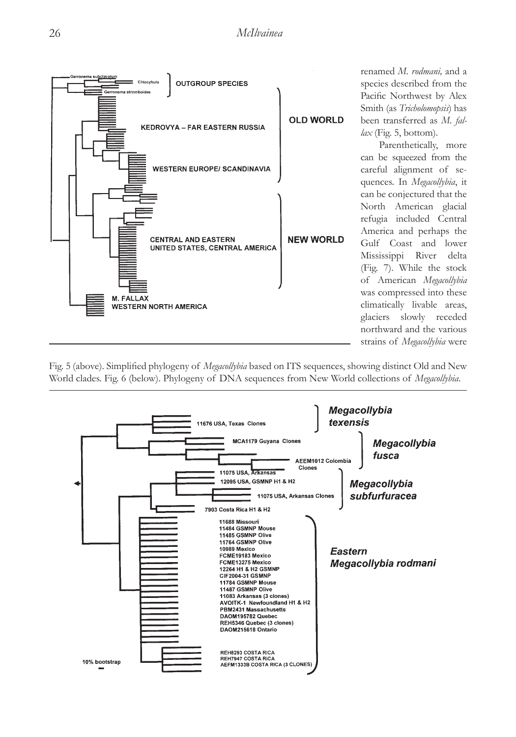renamed *M. rodmani,* and a species described from the Pacific Northwest by Alex Smith (as *Tricholomopsis*) has been transferred as *M. fallax* (Fig. 5, bottom).

Parenthetically, more can be squeezed from the careful alignment of sequences. In *Megacollybia*, it can be conjectured that the North American glacial refugia included Central America and perhaps the Gulf Coast and lower Mississippi River delta (Fig. 7). While the stock of American *Megacollybia* was compressed into these climatically livable areas, glaciers slowly receded northward and the various strains of *Megacollybia* were

Fig. 5 (above). Simplified phylogeny of *Megacollybia* based on ITS sequences, showing distinct Old and New World clades. Fig. 6 (below). Phylogeny of DNA sequences from New World collections of *Megacollybia*.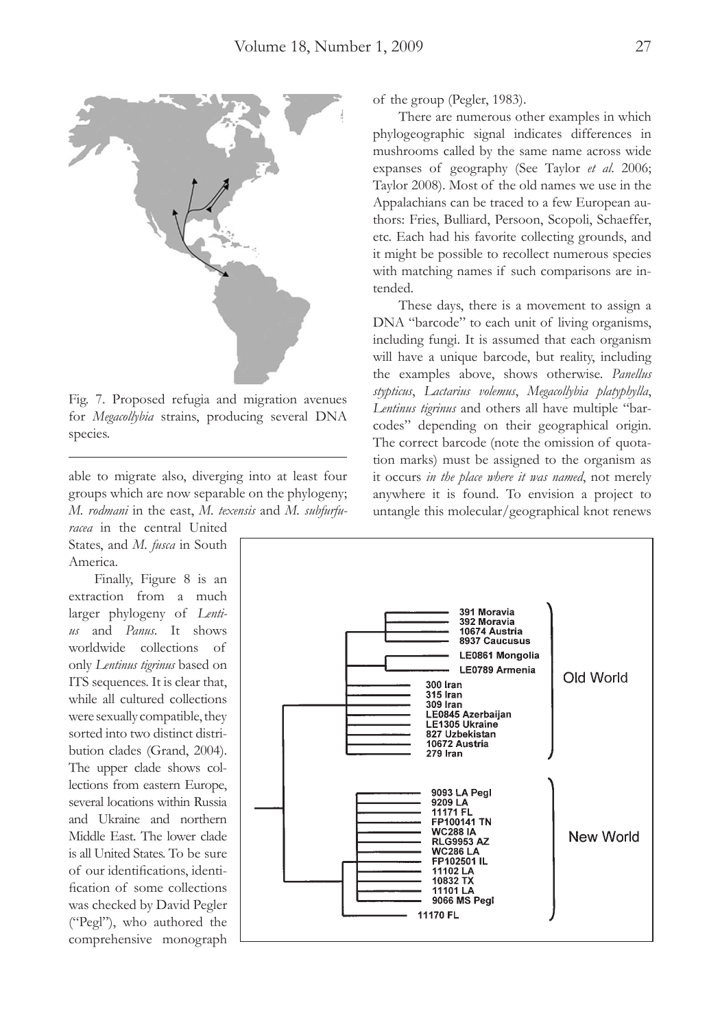Fig. 7. Proposed refugia and migration avenues for *Megacollybia* strains, producing several DNA species.

able to migrate also, diverging into at least four groups which are now separable on the phylogeny; *M. rodmani* in the east, *M. texensis* and *M. subfurfuracea* in the central United States, and *M. fusca* in South America.

Finally, Figure 8 is an extraction from a much larger phylogeny of *Lentius* and *Panus*. It shows worldwide collections of only *Lentinus tigrinus* based on ITS sequences. It is clear that, while all cultured collections were sexually compatible, they sorted into two distinct distribution clades (Grand, 2004). The upper clade shows collections from eastern Europe, several locations within Russia and Ukraine and northern Middle East. The lower clade is all United States. To be sure of our identifications, identification of some collections was checked by David Pegler ("Pegl"), who authored the comprehensive monograph of the group (Pegler, 1983).

There are numerous other examples in which phylogeographic signal indicates differences in mushrooms called by the same name across wide expanses of geography (See Taylor *et al.* 2006; Taylor 2008). Most of the old names we use in the Appalachians can be traced to a few European authors: Fries, Bulliard, Persoon, Scopoli, Schaeffer, etc. Each had his favorite collecting grounds, and it might be possible to recollect numerous species with matching names if such comparisons are intended.

These days, there is a movement to assign a DNA "barcode" to each unit of living organisms, including fungi. It is assumed that each organism will have a unique barcode, but reality, including the examples above, shows otherwise. *Panellus stypticus*, *Lactarius volemus*, *Megacollybia platyphylla*, *Lentinus tigrinus* and others all have multiple "barcodes" depending on their geographical origin. The correct barcode (note the omission of quotation marks) must be assigned to the organism as it occurs *in the place where it was named*, not merely anywhere it is found. To envision a project to untangle this molecular/geographical knot renews

391 Moravia
392 Moravia
10674 Austria
8937 Caucusus
LE0861 Mongolia
LE0789 Armenia
300 Iran
315 Iran
309 Iran
LE0845 Azerbaijan
LE1305 Ukraine
827 Uzbekistan
10672 Austria
279 Iran
Old World

9093 LA Pegl
9209 LA
11171 FL
FP100141 TN
WC288 IA
RLG9953 AZ
WC286 LA
FP102501 IL
11102 LA
10832 TX
11101 LA
9066 MS Pegl
11170 FL
New World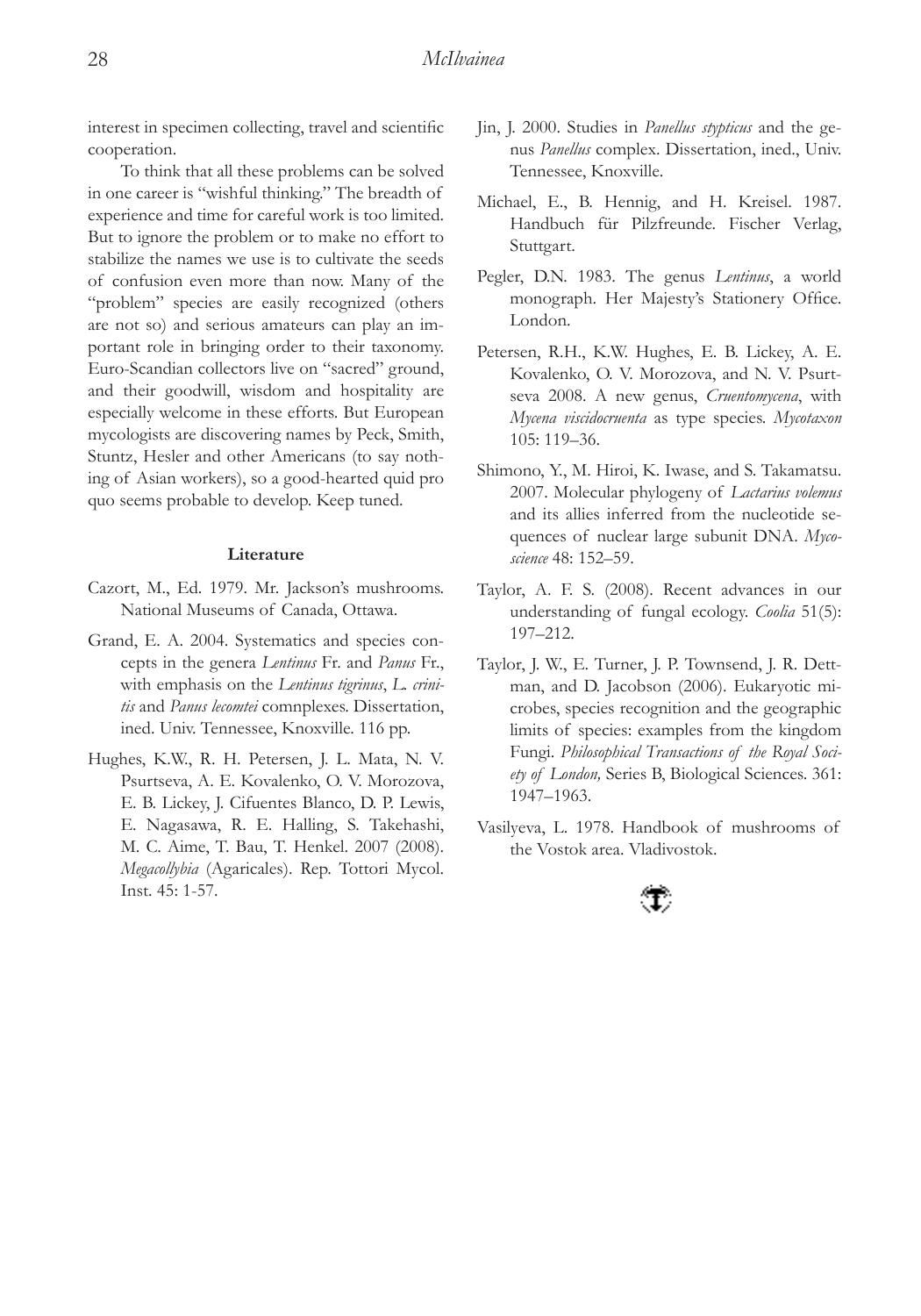interest in specimen collecting, travel and scientific cooperation.

To think that all these problems can be solved in one career is "wishful thinking." The breadth of experience and time for careful work is too limited. But to ignore the problem or to make no effort to stabilize the names we use is to cultivate the seeds of confusion even more than now. Many of the "problem" species are easily recognized (others are not so) and serious amateurs can play an important role in bringing order to their taxonomy. Euro-Scandian collectors live on "sacred" ground, and their goodwill, wisdom and hospitality are especially welcome in these efforts. But European mycologists are discovering names by Peck, Smith, Stuntz, Hesler and other Americans (to say nothing of Asian workers), so a good-hearted quid pro quo seems probable to develop. Keep tuned.

**Literature**

Cazort, M., Ed. 1979. Mr. Jackson's mushrooms. National Museums of Canada, Ottawa.

Grand, E. A. 2004. Systematics and species concepts in the genera *Lentinus* Fr. and *Panus* Fr., with emphasis on the *Lentinus tigrinus*, *L. crinitis* and *Panus lecomtei* comnplexes. Dissertation, ined. Univ. Tennessee, Knoxville. 116 pp.

Hughes, K.W., R. H. Petersen, J. L. Mata, N. V. Psurtseva, A. E. Kovalenko, O. V. Morozova, E. B. Lickey, J. Cifuentes Blanco, D. P. Lewis, E. Nagasawa, R. E. Halling, S. Takehashi, M. C. Aime, T. Bau, T. Henkel. 2007 (2008). *Megacollybia* (Agaricales). Rep. Tottori Mycol. Inst. 45: 1-57.

Jin, J. 2000. Studies in *Panellus stypticus* and the genus *Panellus* complex. Dissertation, ined., Univ. Tennessee, Knoxville.

Michael, E., B. Hennig, and H. Kreisel. 1987. Handbuch für Pilzfreunde. Fischer Verlag, Stuttgart.

Pegler, D.N. 1983. The genus *Lentinus*, a world monograph. Her Majesty's Stationery Office. London.

Petersen, R.H., K.W. Hughes, E. B. Lickey, A. E. Kovalenko, O. V. Morozova, and N. V. Psurtseva 2008. A new genus, *Cruentomycena*, with *Mycena viscidocruenta* as type species. *Mycotaxon* 105: 119–36.

Shimono, Y., M. Hiroi, K. Iwase, and S. Takamatsu. 2007. Molecular phylogeny of *Lactarius volemus* and its allies inferred from the nucleotide sequences of nuclear large subunit DNA. *Mycoscience* 48: 152–59.

Taylor, A. F. S. (2008). Recent advances in our understanding of fungal ecology. *Coolia* 51(5): 197–212.

Taylor, J. W., E. Turner, J. P. Townsend, J. R. Dettman, and D. Jacobson (2006). Eukaryotic microbes, species recognition and the geographic limits of species: examples from the kingdom Fungi. *Philosophical Transactions of the Royal Society of London,* Series B, Biological Sciences. 361: 1947–1963.

Vasilyeva, L. 1978. Handbook of mushrooms of the Vostok area. Vladivostok.